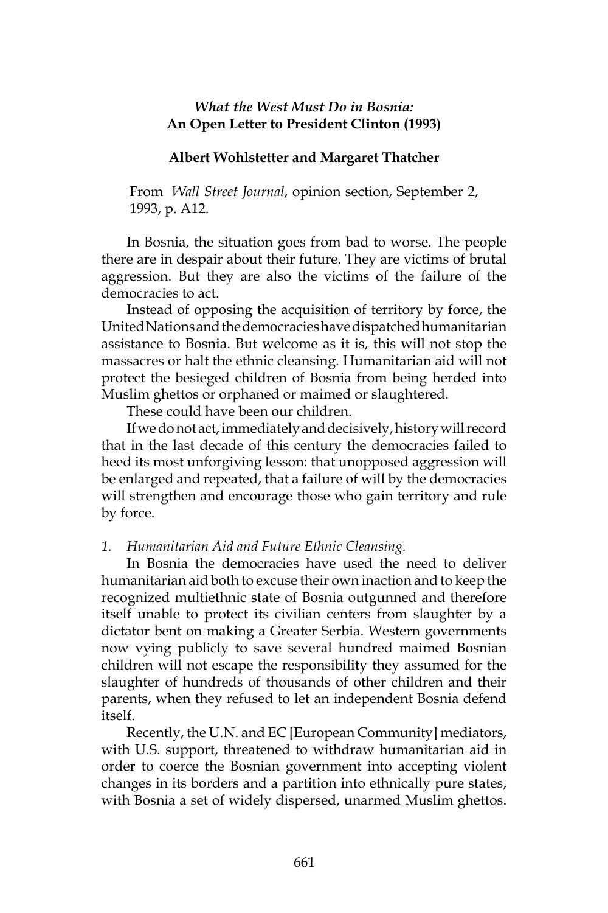## *What the West Must Do in Bosnia:* **An Open Letter to President Clinton (1993)**

**Albert Wohlstetter and Margaret Thatcher**

From *Wall Street Journal*, opinion section, September 2, 1993, p. A12.

In Bosnia, the situation goes from bad to worse. The people there are in despair about their future. They are victims of brutal aggression. But they are also the victims of the failure of the democracies to act.

Instead of opposing the acquisition of territory by force, the United Nations and the democracies have dispatched humanitarian assistance to Bosnia. But welcome as it is, this will not stop the massacres or halt the ethnic cleansing. Humanitarian aid will not protect the besieged children of Bosnia from being herded into Muslim ghettos or orphaned or maimed or slaughtered.

These could have been our children.

If we do not act, immediately and decisively, history will record that in the last decade of this century the democracies failed to heed its most unforgiving lesson: that unopposed aggression will be enlarged and repeated, that a failure of will by the democracies will strengthen and encourage those who gain territory and rule by force.

*1. Humanitarian Aid and Future Ethnic Cleansing.*

In Bosnia the democracies have used the need to deliver humanitarian aid both to excuse their own inaction and to keep the recognized multiethnic state of Bosnia outgunned and therefore itself unable to protect its civilian centers from slaughter by a dictator bent on making a Greater Serbia. Western governments now vying publicly to save several hundred maimed Bosnian children will not escape the responsibility they assumed for the slaughter of hundreds of thousands of other children and their parents, when they refused to let an independent Bosnia defend itself.

Recently, the U.N. and EC [European Community] mediators, with U.S. support, threatened to withdraw humanitarian aid in order to coerce the Bosnian government into accepting violent changes in its borders and a partition into ethnically pure states, with Bosnia a set of widely dispersed, unarmed Muslim ghettos.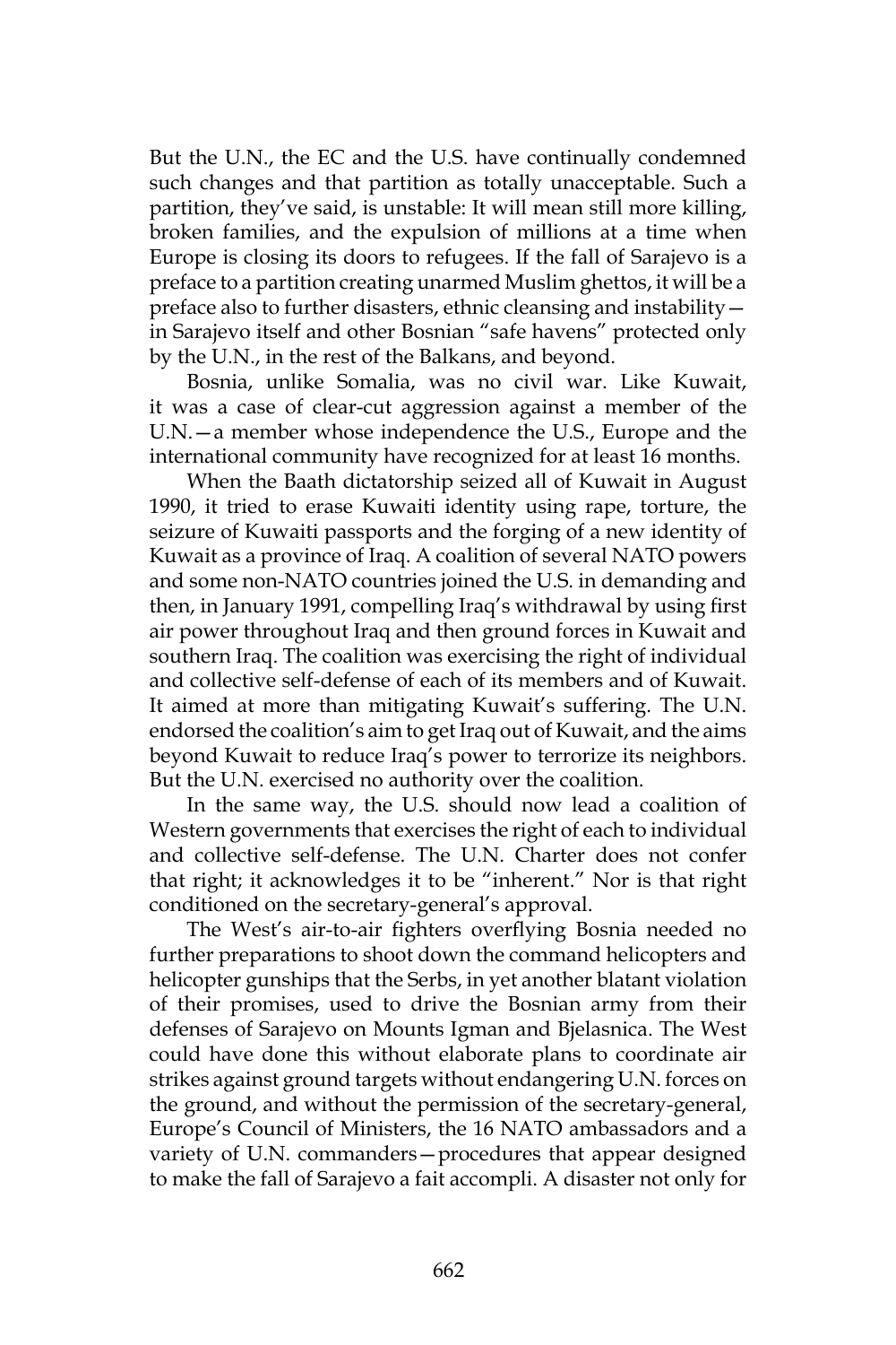But the U.N., the EC and the U.S. have continually condemned such changes and that partition as totally unacceptable. Such a partition, they've said, is unstable: It will mean still more killing, broken families, and the expulsion of millions at a time when Europe is closing its doors to refugees. If the fall of Sarajevo is a preface to a partition creating unarmed Muslim ghettos, it will be a preface also to further disasters, ethnic cleansing and instability—in Sarajevo itself and other Bosnian "safe havens" protected only by the U.N., in the rest of the Balkans, and beyond.

Bosnia, unlike Somalia, was no civil war. Like Kuwait, it was a case of clear-cut aggression against a member of the U.N.—a member whose independence the U.S., Europe and the international community have recognized for at least 16 months.

When the Baath dictatorship seized all of Kuwait in August 1990, it tried to erase Kuwaiti identity using rape, torture, the seizure of Kuwaiti passports and the forging of a new identity of Kuwait as a province of Iraq. A coalition of several NATO powers and some non-NATO countries joined the U.S. in demanding and then, in January 1991, compelling Iraq's withdrawal by using first air power throughout Iraq and then ground forces in Kuwait and southern Iraq. The coalition was exercising the right of individual and collective self-defense of each of its members and of Kuwait. It aimed at more than mitigating Kuwait's suffering. The U.N. endorsed the coalition's aim to get Iraq out of Kuwait, and the aims beyond Kuwait to reduce Iraq's power to terrorize its neighbors. But the U.N. exercised no authority over the coalition.

In the same way, the U.S. should now lead a coalition of Western governments that exercises the right of each to individual and collective self-defense. The U.N. Charter does not confer that right; it acknowledges it to be "inherent." Nor is that right conditioned on the secretary-general's approval.

The West's air-to-air fighters overflying Bosnia needed no further preparations to shoot down the command helicopters and helicopter gunships that the Serbs, in yet another blatant violation of their promises, used to drive the Bosnian army from their defenses of Sarajevo on Mounts Igman and Bjelasnica. The West could have done this without elaborate plans to coordinate air strikes against ground targets without endangering U.N. forces on the ground, and without the permission of the secretary-general, Europe's Council of Ministers, the 16 NATO ambassadors and a variety of U.N. commanders—procedures that appear designed to make the fall of Sarajevo a fait accompli. A disaster not only for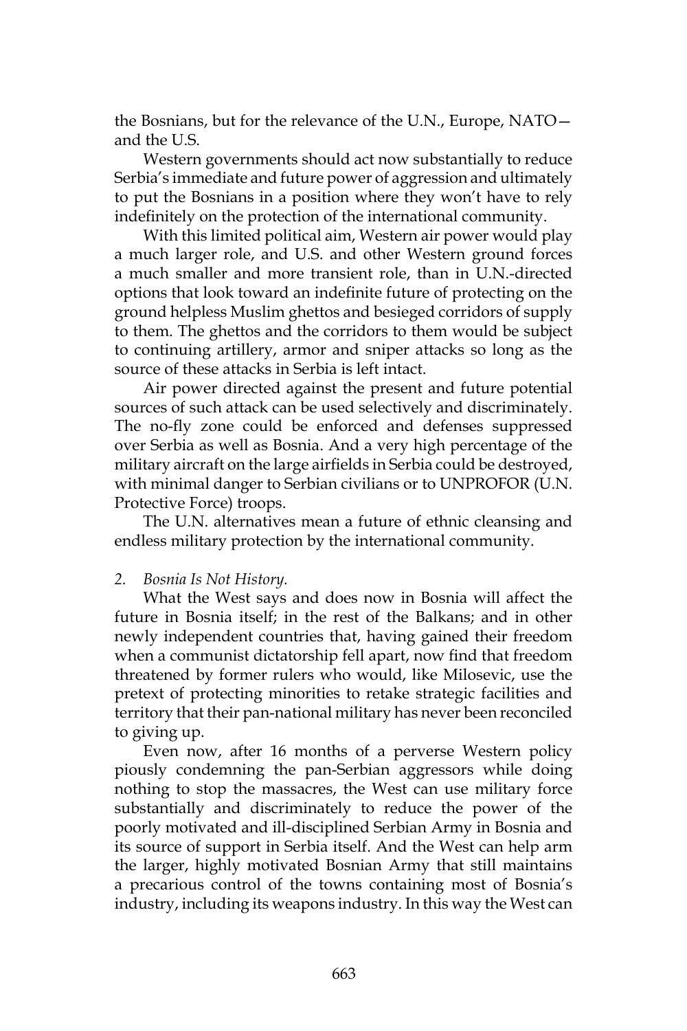the Bosnians, but for the relevance of the U.N., Europe, NATO—and the U.S.

Western governments should act now substantially to reduce Serbia's immediate and future power of aggression and ultimately to put the Bosnians in a position where they won't have to rely indefinitely on the protection of the international community.

With this limited political aim, Western air power would play a much larger role, and U.S. and other Western ground forces a much smaller and more transient role, than in U.N.-directed options that look toward an indefinite future of protecting on the ground helpless Muslim ghettos and besieged corridors of supply to them. The ghettos and the corridors to them would be subject to continuing artillery, armor and sniper attacks so long as the source of these attacks in Serbia is left intact.

Air power directed against the present and future potential sources of such attack can be used selectively and discriminately. The no-fly zone could be enforced and defenses suppressed over Serbia as well as Bosnia. And a very high percentage of the military aircraft on the large airfields in Serbia could be destroyed, with minimal danger to Serbian civilians or to UNPROFOR (U.N. Protective Force) troops.

The U.N. alternatives mean a future of ethnic cleansing and endless military protection by the international community.

*2. Bosnia Is Not History.*

What the West says and does now in Bosnia will affect the future in Bosnia itself; in the rest of the Balkans; and in other newly independent countries that, having gained their freedom when a communist dictatorship fell apart, now find that freedom threatened by former rulers who would, like Milosevic, use the pretext of protecting minorities to retake strategic facilities and territory that their pan-national military has never been reconciled to giving up.

Even now, after 16 months of a perverse Western policy piously condemning the pan-Serbian aggressors while doing nothing to stop the massacres, the West can use military force substantially and discriminately to reduce the power of the poorly motivated and ill-disciplined Serbian Army in Bosnia and its source of support in Serbia itself. And the West can help arm the larger, highly motivated Bosnian Army that still maintains a precarious control of the towns containing most of Bosnia's industry, including its weapons industry. In this way the West can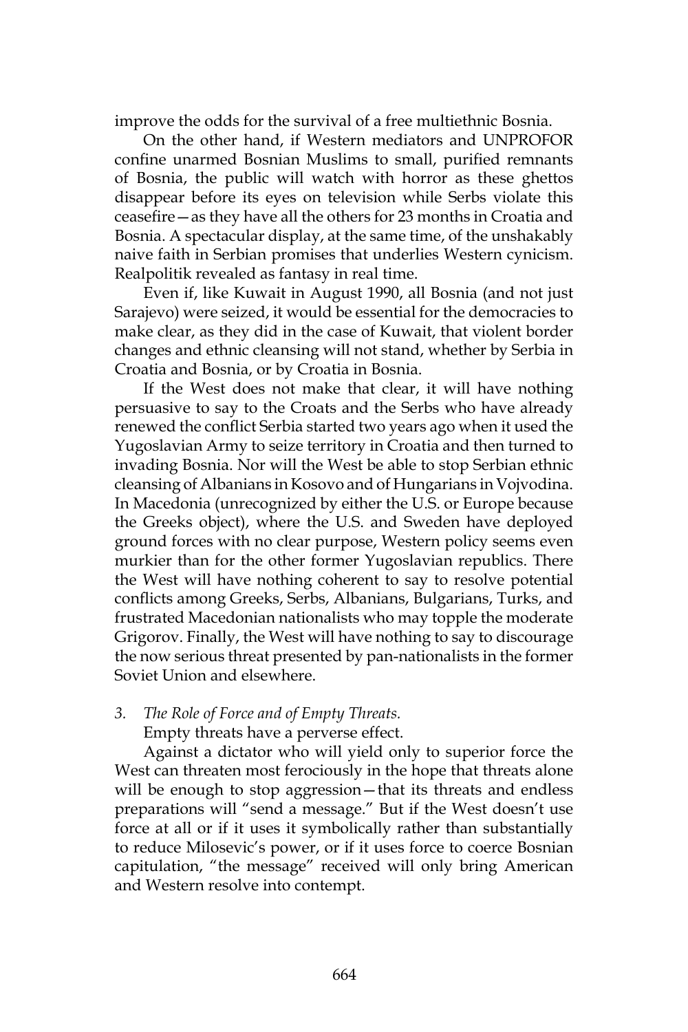improve the odds for the survival of a free multiethnic Bosnia.

On the other hand, if Western mediators and UNPROFOR confine unarmed Bosnian Muslims to small, purified remnants of Bosnia, the public will watch with horror as these ghettos disappear before its eyes on television while Serbs violate this ceasefire—as they have all the others for 23 months in Croatia and Bosnia. A spectacular display, at the same time, of the unshakably naive faith in Serbian promises that underlies Western cynicism. Realpolitik revealed as fantasy in real time.

Even if, like Kuwait in August 1990, all Bosnia (and not just Sarajevo) were seized, it would be essential for the democracies to make clear, as they did in the case of Kuwait, that violent border changes and ethnic cleansing will not stand, whether by Serbia in Croatia and Bosnia, or by Croatia in Bosnia.

If the West does not make that clear, it will have nothing persuasive to say to the Croats and the Serbs who have already renewed the conflict Serbia started two years ago when it used the Yugoslavian Army to seize territory in Croatia and then turned to invading Bosnia. Nor will the West be able to stop Serbian ethnic cleansing of Albanians in Kosovo and of Hungarians in Vojvodina. In Macedonia (unrecognized by either the U.S. or Europe because the Greeks object), where the U.S. and Sweden have deployed ground forces with no clear purpose, Western policy seems even murkier than for the other former Yugoslavian republics. There the West will have nothing coherent to say to resolve potential conflicts among Greeks, Serbs, Albanians, Bulgarians, Turks, and frustrated Macedonian nationalists who may topple the moderate Grigorov. Finally, the West will have nothing to say to discourage the now serious threat presented by pan-nationalists in the former Soviet Union and elsewhere.

3. *The Role of Force and of Empty Threats.*

Empty threats have a perverse effect.

Against a dictator who will yield only to superior force the West can threaten most ferociously in the hope that threats alone will be enough to stop aggression—that its threats and endless preparations will "send a message." But if the West doesn't use force at all or if it uses it symbolically rather than substantially to reduce Milosevic's power, or if it uses force to coerce Bosnian capitulation, "the message" received will only bring American and Western resolve into contempt.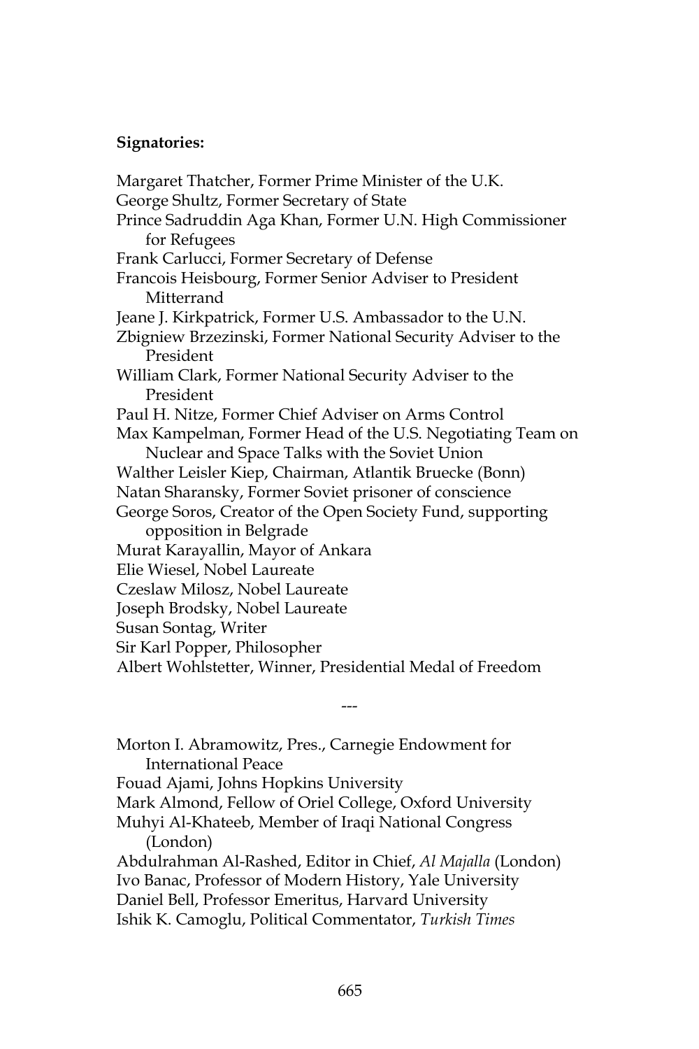**Signatories:**

Margaret Thatcher, Former Prime Minister of the U.K.
George Shultz, Former Secretary of State
Prince Sadruddin Aga Khan, Former U.N. High Commissioner for Refugees
Frank Carlucci, Former Secretary of Defense
Francois Heisbourg, Former Senior Adviser to President Mitterrand
Jeane J. Kirkpatrick, Former U.S. Ambassador to the U.N.
Zbigniew Brzezinski, Former National Security Adviser to the President
William Clark, Former National Security Adviser to the President
Paul H. Nitze, Former Chief Adviser on Arms Control
Max Kampelman, Former Head of the U.S. Negotiating Team on Nuclear and Space Talks with the Soviet Union
Walther Leisler Kiep, Chairman, Atlantik Bruecke (Bonn)
Natan Sharansky, Former Soviet prisoner of conscience
George Soros, Creator of the Open Society Fund, supporting opposition in Belgrade
Murat Karayallin, Mayor of Ankara
Elie Wiesel, Nobel Laureate
Czeslaw Milosz, Nobel Laureate
Joseph Brodsky, Nobel Laureate
Susan Sontag, Writer
Sir Karl Popper, Philosopher
Albert Wohlstetter, Winner, Presidential Medal of Freedom

---

Morton I. Abramowitz, Pres., Carnegie Endowment for International Peace
Fouad Ajami, Johns Hopkins University
Mark Almond, Fellow of Oriel College, Oxford University
Muhyi Al-Khateeb, Member of Iraqi National Congress (London)
Abdulrahman Al-Rashed, Editor in Chief, *Al Majalla* (London)
Ivo Banac, Professor of Modern History, Yale University
Daniel Bell, Professor Emeritus, Harvard University
Ishik K. Camoglu, Political Commentator, *Turkish Times*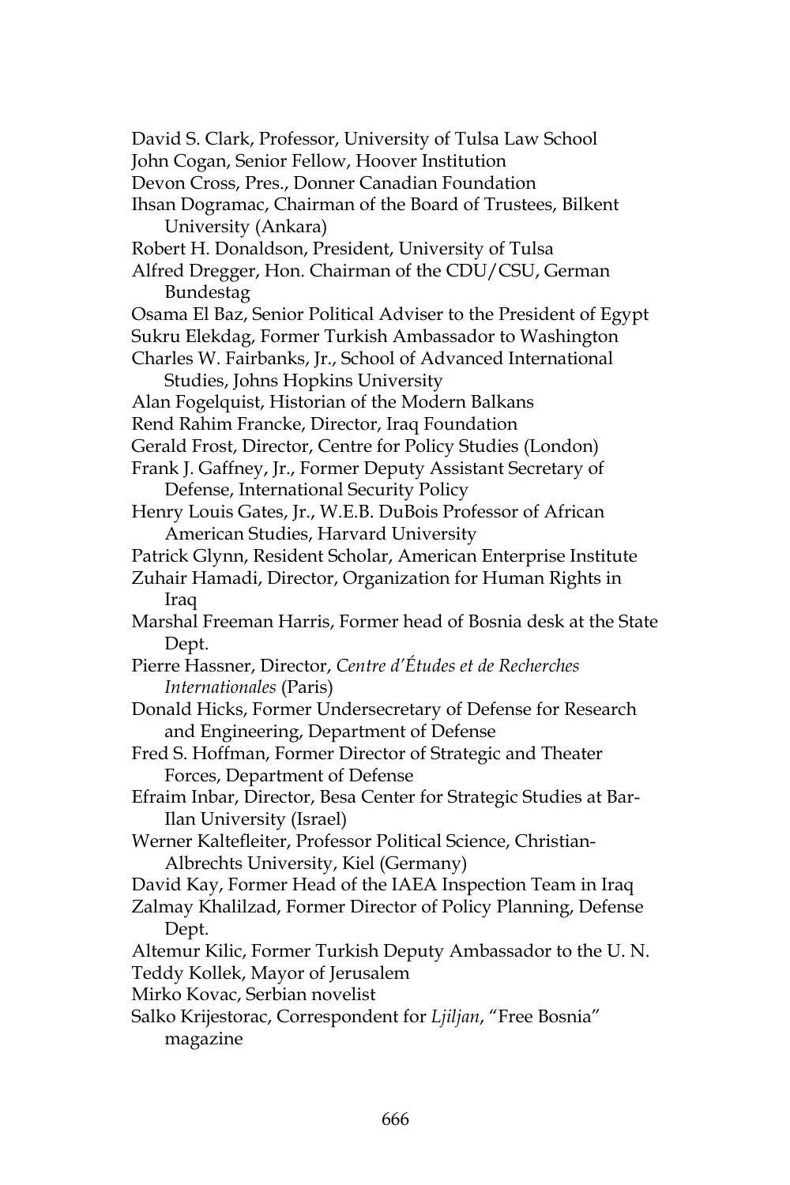David S. Clark, Professor, University of Tulsa Law School
John Cogan, Senior Fellow, Hoover Institution
Devon Cross, Pres., Donner Canadian Foundation
Ihsan Dogramac, Chairman of the Board of Trustees, Bilkent University (Ankara)
Robert H. Donaldson, President, University of Tulsa
Alfred Dregger, Hon. Chairman of the CDU/CSU, German Bundestag
Osama El Baz, Senior Political Adviser to the President of Egypt
Sukru Elekdag, Former Turkish Ambassador to Washington
Charles W. Fairbanks, Jr., School of Advanced International Studies, Johns Hopkins University
Alan Fogelquist, Historian of the Modern Balkans
Rend Rahim Francke, Director, Iraq Foundation
Gerald Frost, Director, Centre for Policy Studies (London)
Frank J. Gaffney, Jr., Former Deputy Assistant Secretary of Defense, International Security Policy
Henry Louis Gates, Jr., W.E.B. DuBois Professor of African American Studies, Harvard University
Patrick Glynn, Resident Scholar, American Enterprise Institute
Zuhair Hamadi, Director, Organization for Human Rights in Iraq
Marshal Freeman Harris, Former head of Bosnia desk at the State Dept.
Pierre Hassner, Director, *Centre d'Études et de Recherches Internationales* (Paris)
Donald Hicks, Former Undersecretary of Defense for Research and Engineering, Department of Defense
Fred S. Hoffman, Former Director of Strategic and Theater Forces, Department of Defense
Efraim Inbar, Director, Besa Center for Strategic Studies at Bar-Ilan University (Israel)
Werner Kaltefleiter, Professor Political Science, Christian-Albrechts University, Kiel (Germany)
David Kay, Former Head of the IAEA Inspection Team in Iraq
Zalmay Khalilzad, Former Director of Policy Planning, Defense Dept.
Altemur Kilic, Former Turkish Deputy Ambassador to the U. N.
Teddy Kollek, Mayor of Jerusalem
Mirko Kovac, Serbian novelist
Salko Krijestorac, Correspondent for *Ljiljan*, "Free Bosnia" magazine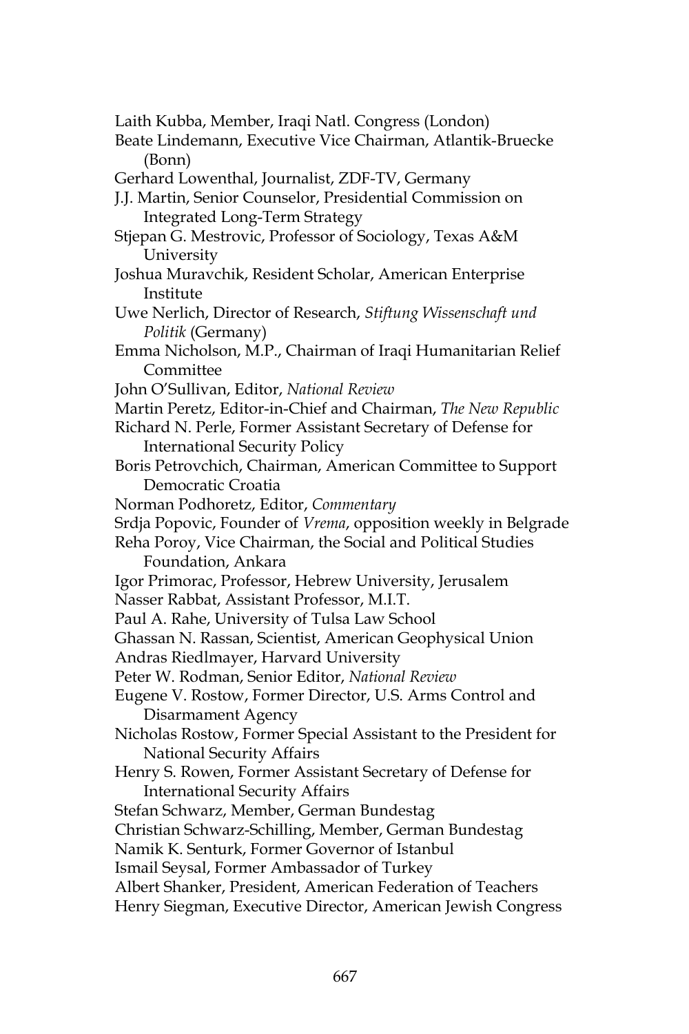Laith Kubba, Member, Iraqi Natl. Congress (London)

Beate Lindemann, Executive Vice Chairman, Atlantik-Bruecke (Bonn)

Gerhard Lowenthal, Journalist, ZDF-TV, Germany

J.J. Martin, Senior Counselor, Presidential Commission on Integrated Long-Term Strategy

Stjepan G. Mestrovic, Professor of Sociology, Texas A&M University

Joshua Muravchik, Resident Scholar, American Enterprise Institute

Uwe Nerlich, Director of Research, *Stiftung Wissenschaft und Politik* (Germany)

Emma Nicholson, M.P., Chairman of Iraqi Humanitarian Relief Committee

John O'Sullivan, Editor, *National Review*

Martin Peretz, Editor-in-Chief and Chairman, *The New Republic*

Richard N. Perle, Former Assistant Secretary of Defense for International Security Policy

Boris Petrovchich, Chairman, American Committee to Support Democratic Croatia

Norman Podhoretz, Editor, *Commentary*

Srdja Popovic, Founder of *Vrema*, opposition weekly in Belgrade

Reha Poroy, Vice Chairman, the Social and Political Studies Foundation, Ankara

Igor Primorac, Professor, Hebrew University, Jerusalem

Nasser Rabbat, Assistant Professor, M.I.T.

Paul A. Rahe, University of Tulsa Law School

Ghassan N. Rassan, Scientist, American Geophysical Union

Andras Riedlmayer, Harvard University

Peter W. Rodman, Senior Editor, *National Review*

Eugene V. Rostow, Former Director, U.S. Arms Control and Disarmament Agency

Nicholas Rostow, Former Special Assistant to the President for National Security Affairs

Henry S. Rowen, Former Assistant Secretary of Defense for International Security Affairs

Stefan Schwarz, Member, German Bundestag

Christian Schwarz-Schilling, Member, German Bundestag

Namik K. Senturk, Former Governor of Istanbul

Ismail Seysal, Former Ambassador of Turkey

Albert Shanker, President, American Federation of Teachers

Henry Siegman, Executive Director, American Jewish Congress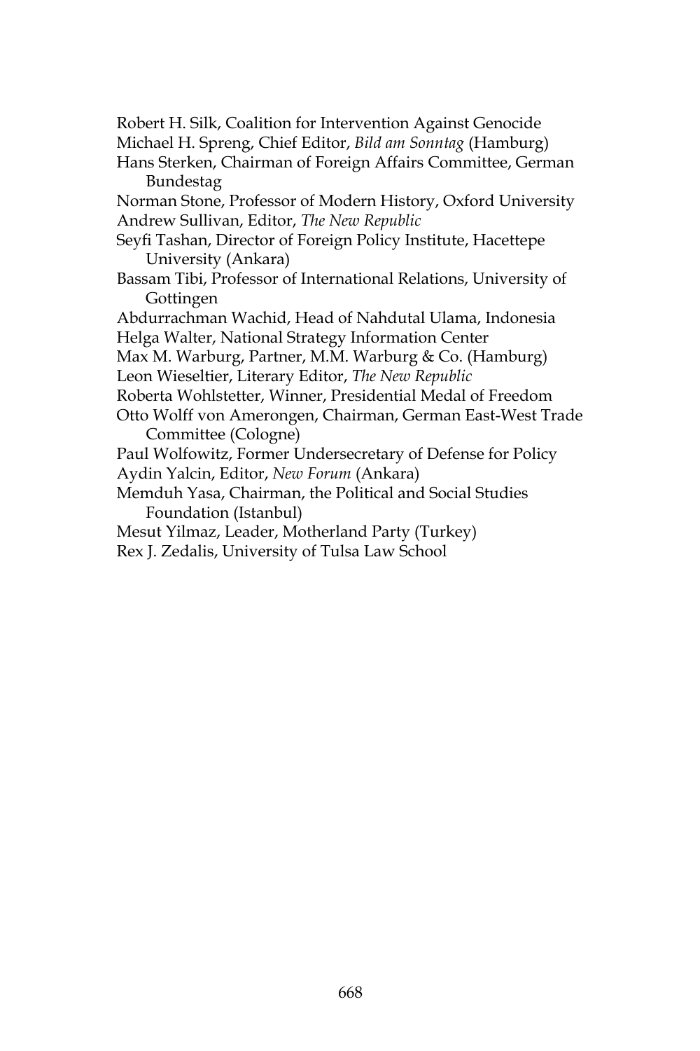Robert H. Silk, Coalition for Intervention Against Genocide
Michael H. Spreng, Chief Editor, *Bild am Sonntag* (Hamburg)
Hans Sterken, Chairman of Foreign Affairs Committee, German Bundestag
Norman Stone, Professor of Modern History, Oxford University
Andrew Sullivan, Editor, *The New Republic*
Seyfi Tashan, Director of Foreign Policy Institute, Hacettepe University (Ankara)
Bassam Tibi, Professor of International Relations, University of Gottingen
Abdurrachman Wachid, Head of Nahdutal Ulama, Indonesia
Helga Walter, National Strategy Information Center
Max M. Warburg, Partner, M.M. Warburg & Co. (Hamburg)
Leon Wieseltier, Literary Editor, *The New Republic*
Roberta Wohlstetter, Winner, Presidential Medal of Freedom
Otto Wolff von Amerongen, Chairman, German East-West Trade Committee (Cologne)
Paul Wolfowitz, Former Undersecretary of Defense for Policy
Aydin Yalcin, Editor, *New Forum* (Ankara)
Memduh Yasa, Chairman, the Political and Social Studies Foundation (Istanbul)
Mesut Yilmaz, Leader, Motherland Party (Turkey)
Rex J. Zedalis, University of Tulsa Law School